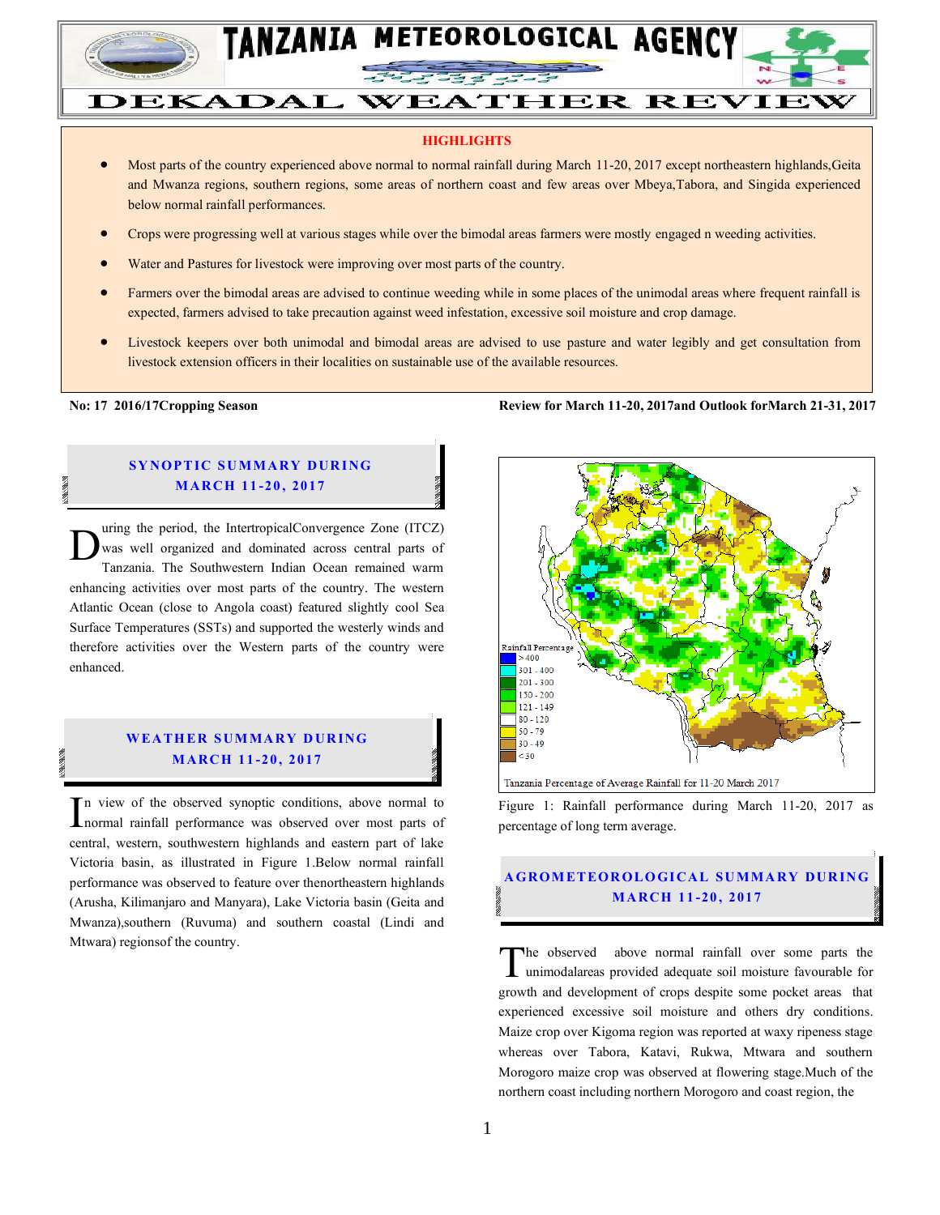# TANZANIA METEOROLOGICAL AGENCY

## DEKADAL WEATHER REVIEW

**HIGHLIGHTS**

- Most parts of the country experienced above normal to normal rainfall during March 11-20, 2017 except northeastern highlands,Geita and Mwanza regions, southern regions, some areas of northern coast and few areas over Mbeya,Tabora, and Singida experienced below normal rainfall performances.
- Crops were progressing well at various stages while over the bimodal areas farmers were mostly engaged n weeding activities.
- Water and Pastures for livestock were improving over most parts of the country.
- Farmers over the bimodal areas are advised to continue weeding while in some places of the unimodal areas where frequent rainfall is expected, farmers advised to take precaution against weed infestation, excessive soil moisture and crop damage.
- Livestock keepers over both unimodal and bimodal areas are advised to use pasture and water legibly and get consultation from livestock extension officers in their localities on sustainable use of the available resources.

**No: 17 2016/17Cropping Season** | **Review for March 11-20, 2017and Outlook forMarch 21-31, 2017**

### SYNOPTIC SUMMARY DURING MARCH 11-20, 2017

During the period, the IntertropicalConvergence Zone (ITCZ) was well organized and dominated across central parts of Tanzania. The Southwestern Indian Ocean remained warm enhancing activities over most parts of the country. The western Atlantic Ocean (close to Angola coast) featured slightly cool Sea Surface Temperatures (SSTs) and supported the westerly winds and therefore activities over the Western parts of the country were enhanced.

### WEATHER SUMMARY DURING MARCH 11-20, 2017

In view of the observed synoptic conditions, above normal to normal rainfall performance was observed over most parts of central, western, southwestern highlands and eastern part of lake Victoria basin, as illustrated in Figure 1.Below normal rainfall performance was observed to feature over thenortheastern highlands (Arusha, Kilimanjaro and Manyara), Lake Victoria basin (Geita and Mwanza),southern (Ruvuma) and southern coastal (Lindi and Mtwara) regionsof the country.

Rainfall Percentage: >400; 301 - 400; 201 - 300; 150 - 200; 121 - 149; 80 - 120; 50 - 79; 30 - 49; <30

Tanzania Percentage of Average Rainfall for 11-20 March 2017

Figure 1: Rainfall performance during March 11-20, 2017 as percentage of long term average.

### AGROMETEOROLOGICAL SUMMARY DURING MARCH 11-20, 2017

The observed above normal rainfall over some parts the unimodalareas provided adequate soil moisture favourable for growth and development of crops despite some pocket areas that experienced excessive soil moisture and others dry conditions. Maize crop over Kigoma region was reported at waxy ripeness stage whereas over Tabora, Katavi, Rukwa, Mtwara and southern Morogoro maize crop was observed at flowering stage.Much of the northern coast including northern Morogoro and coast region, the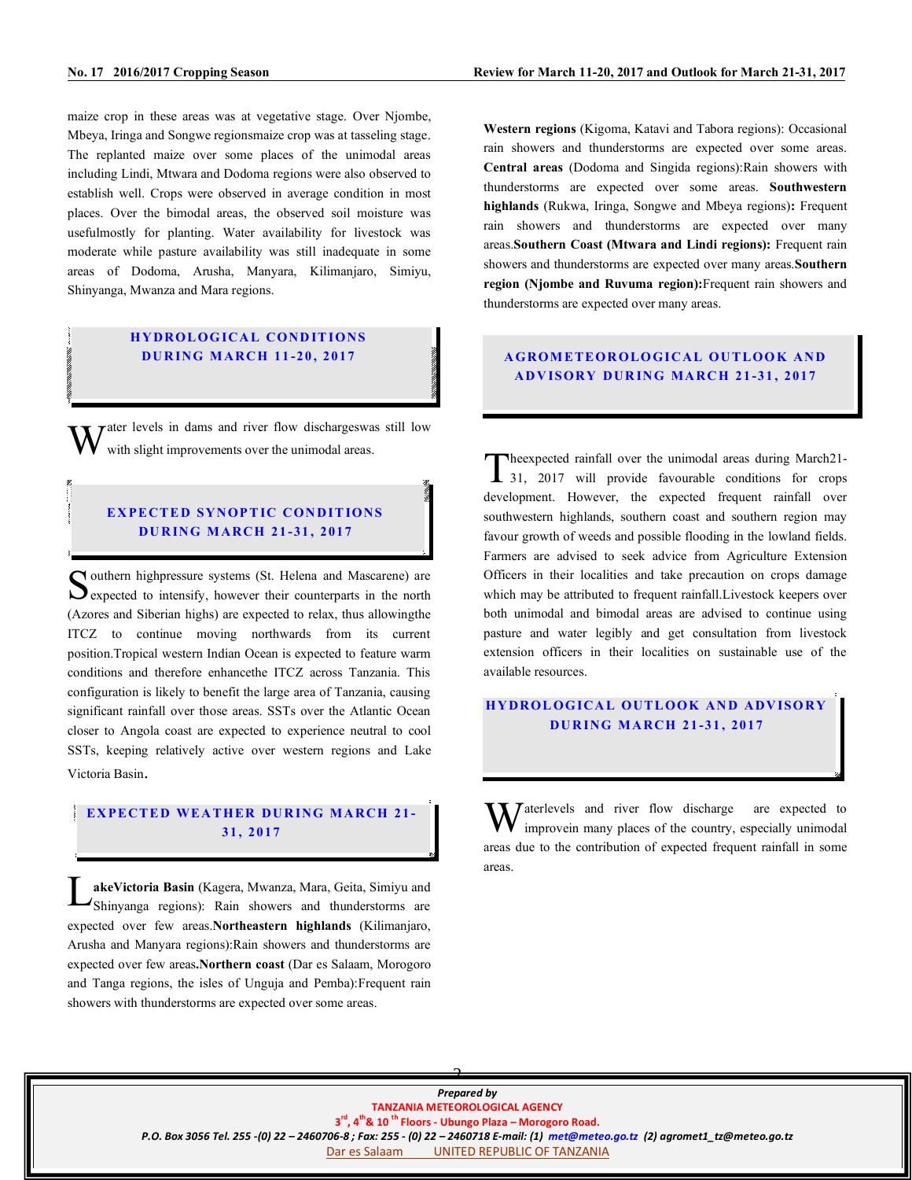maize crop in these areas was at vegetative stage. Over Njombe, Mbeya, Iringa and Songwe regionsmaize crop was at tasseling stage. The replanted maize over some places of the unimodal areas including Lindi, Mtwara and Dodoma regions were also observed to establish well. Crops were observed in average condition in most places. Over the bimodal areas, the observed soil moisture was usefulmostly for planting. Water availability for livestock was moderate while pasture availability was still inadequate in some areas of Dodoma, Arusha, Manyara, Kilimanjaro, Simiyu, Shinyanga, Mwanza and Mara regions.

## HYDROLOGICAL CONDITIONS DURING MARCH 11-20, 2017

Water levels in dams and river flow dischargeswas still low with slight improvements over the unimodal areas.

## EXPECTED SYNOPTIC CONDITIONS DURING MARCH 21-31, 2017

Southern highpressure systems (St. Helena and Mascarene) are expected to intensify, however their counterparts in the north (Azores and Siberian highs) are expected to relax, thus allowingthe ITCZ to continue moving northwards from its current position.Tropical western Indian Ocean is expected to feature warm conditions and therefore enhancethe ITCZ across Tanzania. This configuration is likely to benefit the large area of Tanzania, causing significant rainfall over those areas. SSTs over the Atlantic Ocean closer to Angola coast are expected to experience neutral to cool SSTs, keeping relatively active over western regions and Lake Victoria Basin.

## EXPECTED WEATHER DURING MARCH 21-31, 2017

**LakeVictoria Basin** (Kagera, Mwanza, Mara, Geita, Simiyu and Shinyanga regions): Rain showers and thunderstorms are expected over few areas.**Northeastern highlands** (Kilimanjaro, Arusha and Manyara regions):Rain showers and thunderstorms are expected over few areas**.Northern coast** (Dar es Salaam, Morogoro and Tanga regions, the isles of Unguja and Pemba):Frequent rain showers with thunderstorms are expected over some areas.

**Western regions** (Kigoma, Katavi and Tabora regions): Occasional rain showers and thunderstorms are expected over some areas. **Central areas** (Dodoma and Singida regions):Rain showers with thunderstorms are expected over some areas. **Southwestern highlands** (Rukwa, Iringa, Songwe and Mbeya regions)**:** Frequent rain showers and thunderstorms are expected over many areas.**Southern Coast (Mtwara and Lindi regions):** Frequent rain showers and thunderstorms are expected over many areas.**Southern region (Njombe and Ruvuma region):**Frequent rain showers and thunderstorms are expected over many areas.

## AGROMETEOROLOGICAL OUTLOOK AND ADVISORY DURING MARCH 21-31, 2017

Theexpected rainfall over the unimodal areas during March21-31, 2017 will provide favourable conditions for crops development. However, the expected frequent rainfall over southwestern highlands, southern coast and southern region may favour growth of weeds and possible flooding in the lowland fields. Farmers are advised to seek advice from Agriculture Extension Officers in their localities and take precaution on crops damage which may be attributed to frequent rainfall.Livestock keepers over both unimodal and bimodal areas are advised to continue using pasture and water legibly and get consultation from livestock extension officers in their localities on sustainable use of the available resources.

## HYDROLOGICAL OUTLOOK AND ADVISORY DURING MARCH 21-31, 2017

Waterlevels and river flow discharge are expected to improvein many places of the country, especially unimodal areas due to the contribution of expected frequent rainfall in some areas.

*Prepared by*
**TANZANIA METEOROLOGICAL AGENCY**
**3rd, 4th& 10 th Floors - Ubungo Plaza – Morogoro Road.**
*P.O. Box 3056 Tel. 255 -(0) 22 – 2460706-8 ; Fax: 255 - (0) 22 – 2460718 E-mail: (1) met@meteo.go.tz (2) agromet1_tz@meteo.go.tz*
Dar es Salaam UNITED REPUBLIC OF TANZANIA